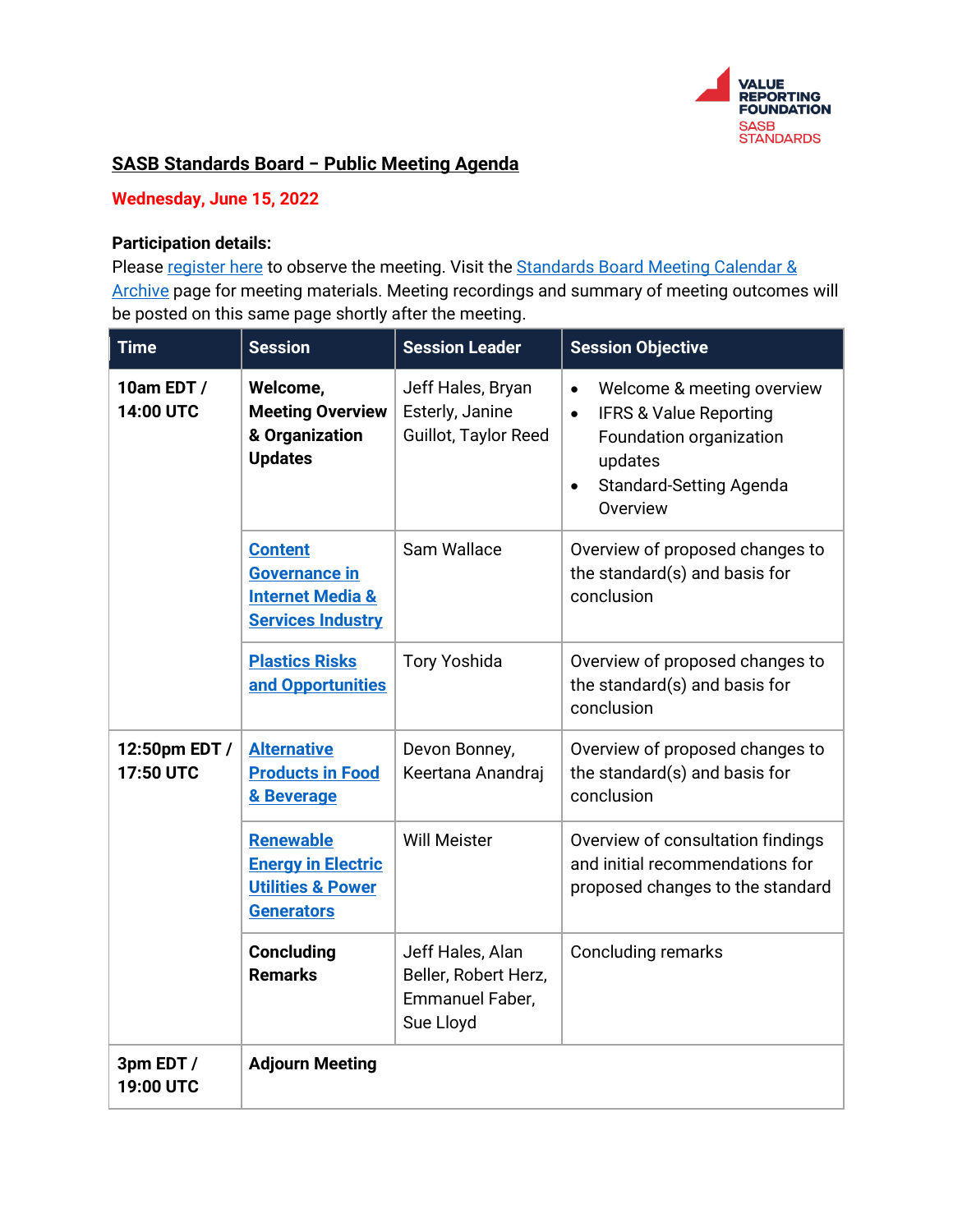VALUE REPORTING FOUNDATION
SASB STANDARDS

# SASB Standards Board – Public Meeting Agenda

**Wednesday, June 15, 2022**

**Participation details:**
Please register here to observe the meeting. Visit the Standards Board Meeting Calendar & Archive page for meeting materials. Meeting recordings and summary of meeting outcomes will be posted on this same page shortly after the meeting.

| Time | Session | Session Leader | Session Objective |
|---|---|---|---|
| **10am EDT / 14:00 UTC** | **Welcome, Meeting Overview & Organization Updates** | Jeff Hales, Bryan Esterly, Janine Guillot, Taylor Reed | • Welcome & meeting overview<br>• IFRS & Value Reporting Foundation organization updates<br>• Standard-Setting Agenda Overview |
| | **Content Governance in Internet Media & Services Industry** | Sam Wallace | Overview of proposed changes to the standard(s) and basis for conclusion |
| | **Plastics Risks and Opportunities** | Tory Yoshida | Overview of proposed changes to the standard(s) and basis for conclusion |
| **12:50pm EDT / 17:50 UTC** | **Alternative Products in Food & Beverage** | Devon Bonney, Keertana Anandraj | Overview of proposed changes to the standard(s) and basis for conclusion |
| | **Renewable Energy in Electric Utilities & Power Generators** | Will Meister | Overview of consultation findings and initial recommendations for proposed changes to the standard |
| | **Concluding Remarks** | Jeff Hales, Alan Beller, Robert Herz, Emmanuel Faber, Sue Lloyd | Concluding remarks |
| **3pm EDT / 19:00 UTC** | **Adjourn Meeting** | | |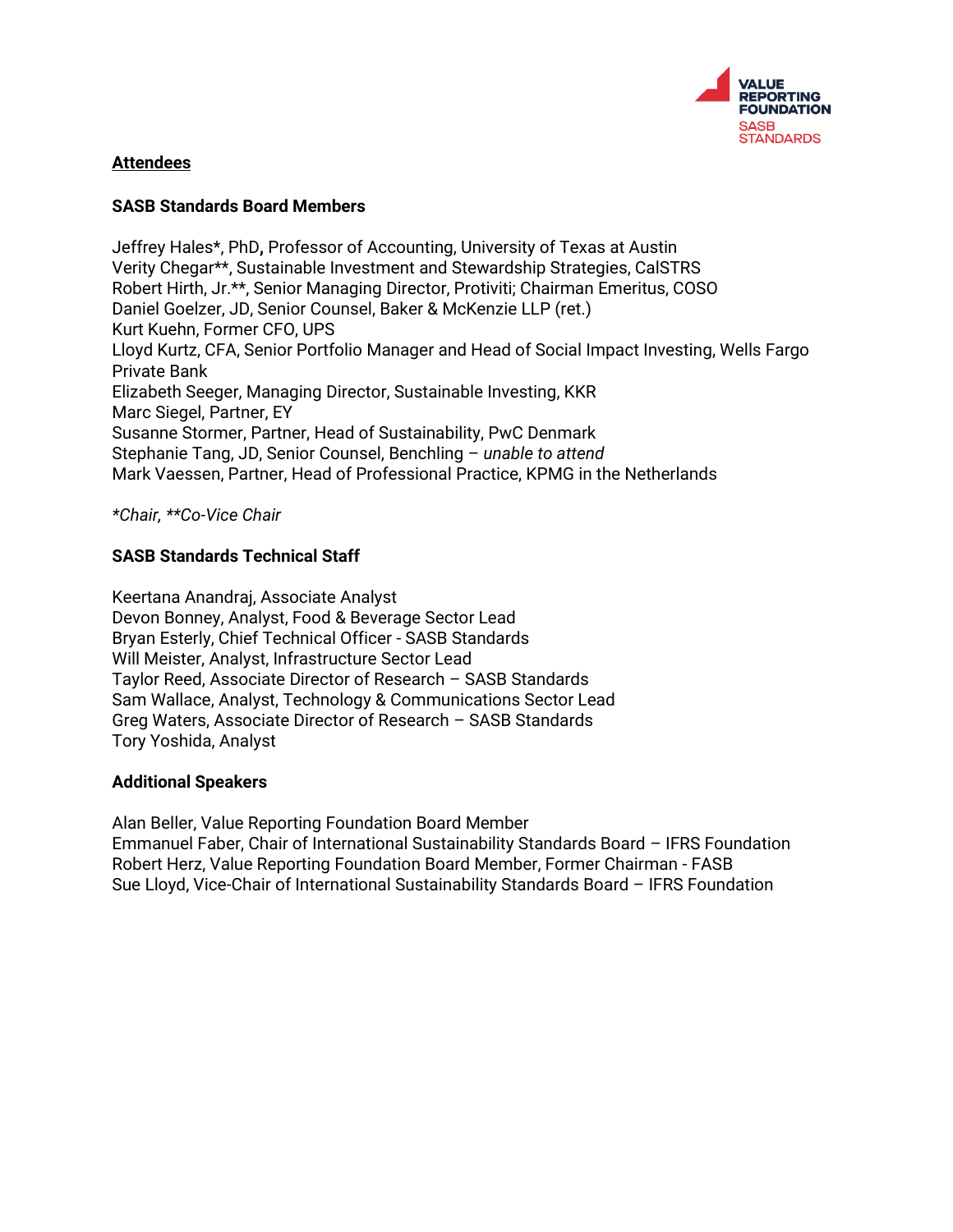**Attendees**

**SASB Standards Board Members**

Jeffrey Hales*, PhD, Professor of Accounting, University of Texas at Austin
Verity Chegar**, Sustainable Investment and Stewardship Strategies, CalSTRS
Robert Hirth, Jr.**, Senior Managing Director, Protiviti; Chairman Emeritus, COSO
Daniel Goelzer, JD, Senior Counsel, Baker & McKenzie LLP (ret.)
Kurt Kuehn, Former CFO, UPS
Lloyd Kurtz, CFA, Senior Portfolio Manager and Head of Social Impact Investing, Wells Fargo Private Bank
Elizabeth Seeger, Managing Director, Sustainable Investing, KKR
Marc Siegel, Partner, EY
Susanne Stormer, Partner, Head of Sustainability, PwC Denmark
Stephanie Tang, JD, Senior Counsel, Benchling – *unable to attend*
Mark Vaessen, Partner, Head of Professional Practice, KPMG in the Netherlands

*\*Chair, \*\*Co-Vice Chair*

**SASB Standards Technical Staff**

Keertana Anandraj, Associate Analyst
Devon Bonney, Analyst, Food & Beverage Sector Lead
Bryan Esterly, Chief Technical Officer - SASB Standards
Will Meister, Analyst, Infrastructure Sector Lead
Taylor Reed, Associate Director of Research – SASB Standards
Sam Wallace, Analyst, Technology & Communications Sector Lead
Greg Waters, Associate Director of Research – SASB Standards
Tory Yoshida, Analyst

**Additional Speakers**

Alan Beller, Value Reporting Foundation Board Member
Emmanuel Faber, Chair of International Sustainability Standards Board – IFRS Foundation
Robert Herz, Value Reporting Foundation Board Member, Former Chairman - FASB
Sue Lloyd, Vice-Chair of International Sustainability Standards Board – IFRS Foundation